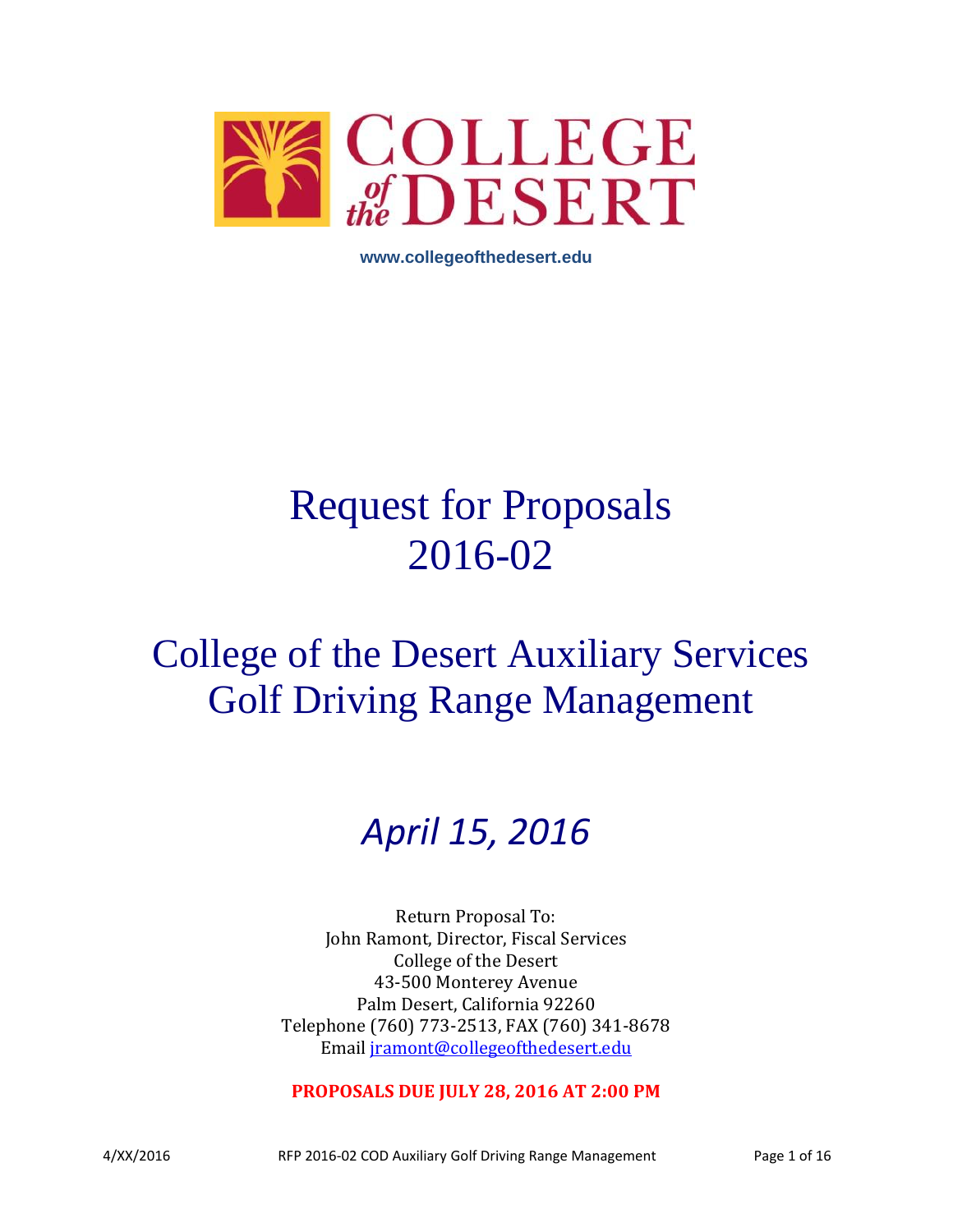COLLEGE of the DESERT

www.collegeofthedesert.edu

# Request for Proposals
# 2016-02

# College of the Desert Auxiliary Services Golf Driving Range Management

## *April 15, 2016*

Return Proposal To:
John Ramont, Director, Fiscal Services
College of the Desert
43-500 Monterey Avenue
Palm Desert, California 92260
Telephone (760) 773-2513, FAX (760) 341-8678
Email jramont@collegeofthedesert.edu

**PROPOSALS DUE JULY 28, 2016 AT 2:00 PM**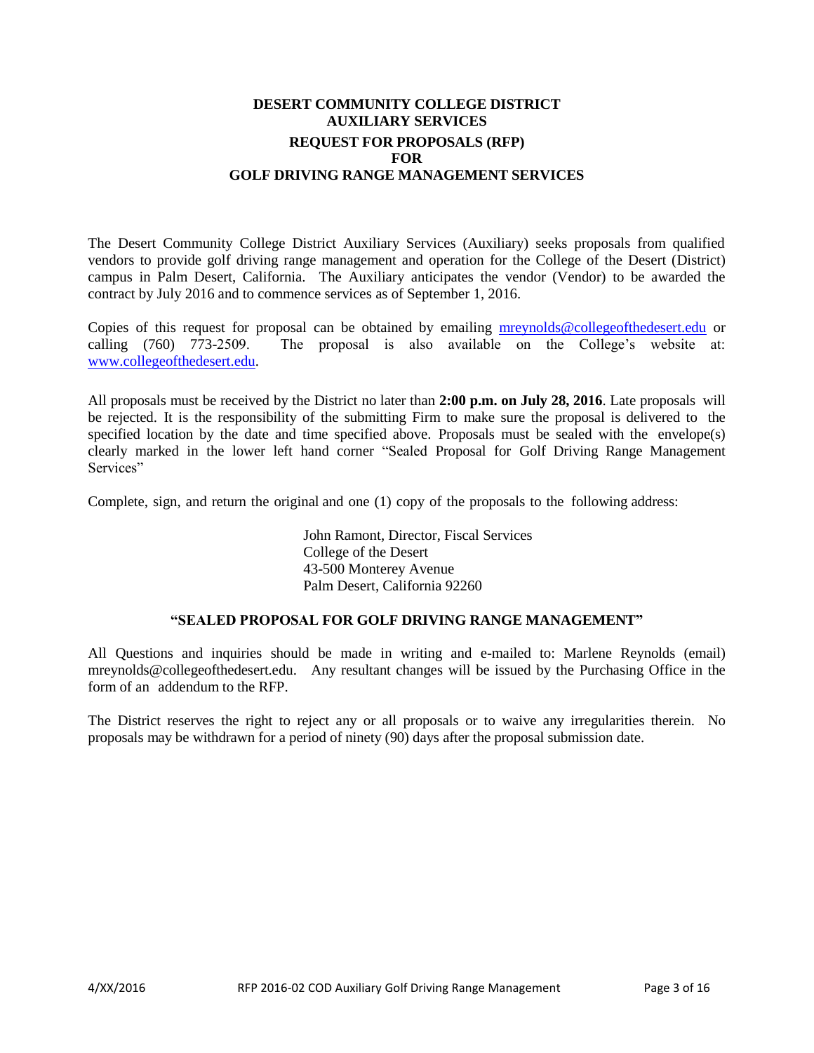# DESERT COMMUNITY COLLEGE DISTRICT AUXILIARY SERVICES

## REQUEST FOR PROPOSALS (RFP) FOR GOLF DRIVING RANGE MANAGEMENT SERVICES

The Desert Community College District Auxiliary Services (Auxiliary) seeks proposals from qualified vendors to provide golf driving range management and operation for the College of the Desert (District) campus in Palm Desert, California. The Auxiliary anticipates the vendor (Vendor) to be awarded the contract by July 2016 and to commence services as of September 1, 2016.

Copies of this request for proposal can be obtained by emailing mreynolds@collegeofthedesert.edu or calling (760) 773-2509. The proposal is also available on the College's website at: www.collegeofthedesert.edu.

All proposals must be received by the District no later than **2:00 p.m. on July 28, 2016**. Late proposals will be rejected. It is the responsibility of the submitting Firm to make sure the proposal is delivered to the specified location by the date and time specified above. Proposals must be sealed with the envelope(s) clearly marked in the lower left hand corner "Sealed Proposal for Golf Driving Range Management Services"

Complete, sign, and return the original and one (1) copy of the proposals to the following address:

John Ramont, Director, Fiscal Services
College of the Desert
43-500 Monterey Avenue
Palm Desert, California 92260

**"SEALED PROPOSAL FOR GOLF DRIVING RANGE MANAGEMENT"**

All Questions and inquiries should be made in writing and e-mailed to: Marlene Reynolds (email) mreynolds@collegeofthedesert.edu. Any resultant changes will be issued by the Purchasing Office in the form of an addendum to the RFP.

The District reserves the right to reject any or all proposals or to waive any irregularities therein. No proposals may be withdrawn for a period of ninety (90) days after the proposal submission date.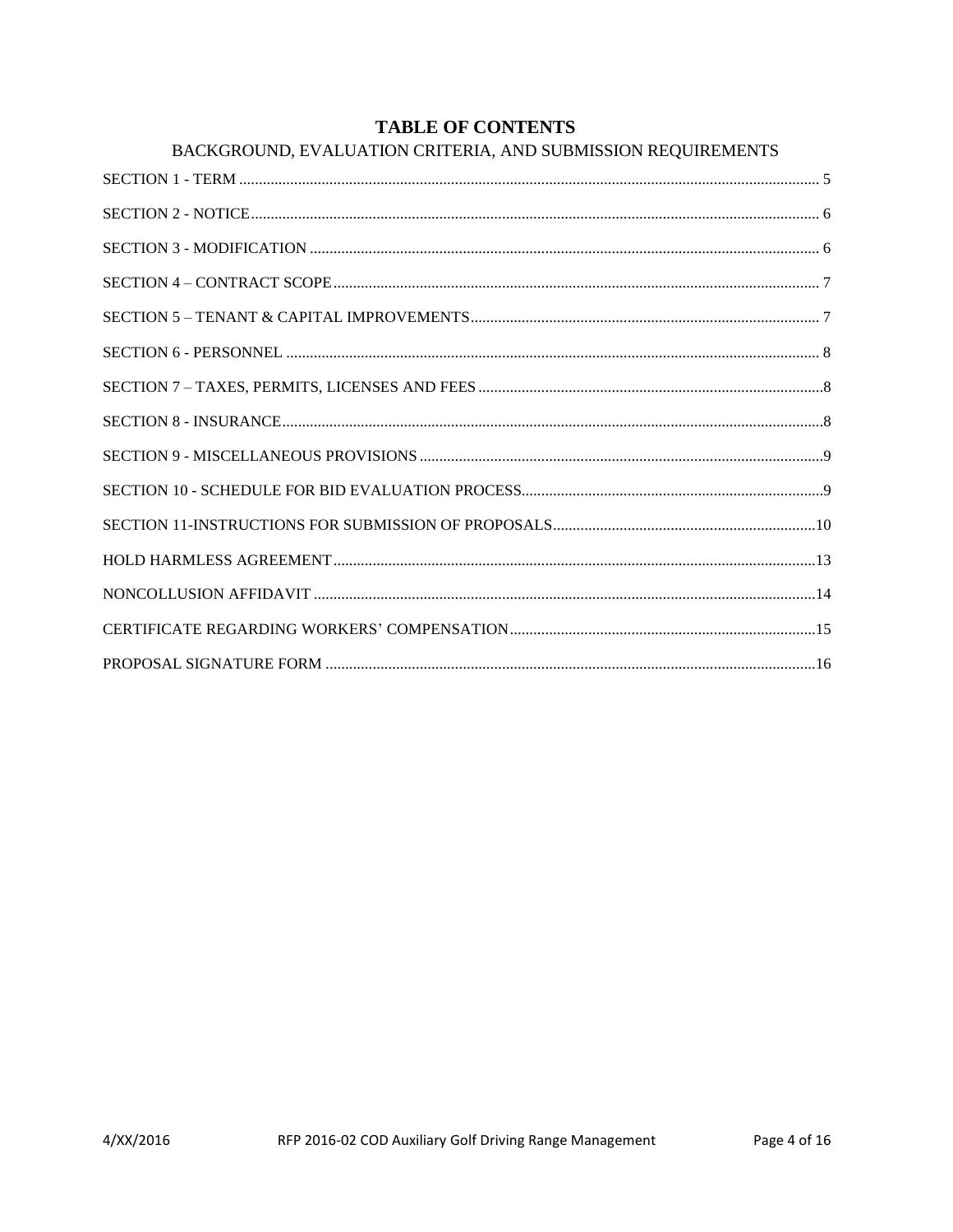# TABLE OF CONTENTS

## BACKGROUND, EVALUATION CRITERIA, AND SUBMISSION REQUIREMENTS

SECTION 1 - TERM .................................................................................................................................. 5

SECTION 2 - NOTICE................................................................................................................................ 6

SECTION 3 - MODIFICATION ................................................................................................................ 6

SECTION 4 – CONTRACT SCOPE........................................................................................................... 7

SECTION 5 – TENANT & CAPITAL IMPROVEMENTS......................................................................... 7

SECTION 6 - PERSONNEL ....................................................................................................................... 8

SECTION 7 – TAXES, PERMITS, LICENSES AND FEES .......................................................................8

SECTION 8 - INSURANCE.........................................................................................................................8

SECTION 9 - MISCELLANEOUS PROVISIONS .......................................................................................9

SECTION 10 - SCHEDULE FOR BID EVALUATION PROCESS.............................................................9

SECTION 11-INSTRUCTIONS FOR SUBMISSION OF PROPOSALS...................................................10

HOLD HARMLESS AGREEMENT..........................................................................................................13

NONCOLLUSION AFFIDAVIT ...............................................................................................................14

CERTIFICATE REGARDING WORKERS' COMPENSATION.............................................................15

PROPOSAL SIGNATURE FORM ............................................................................................................16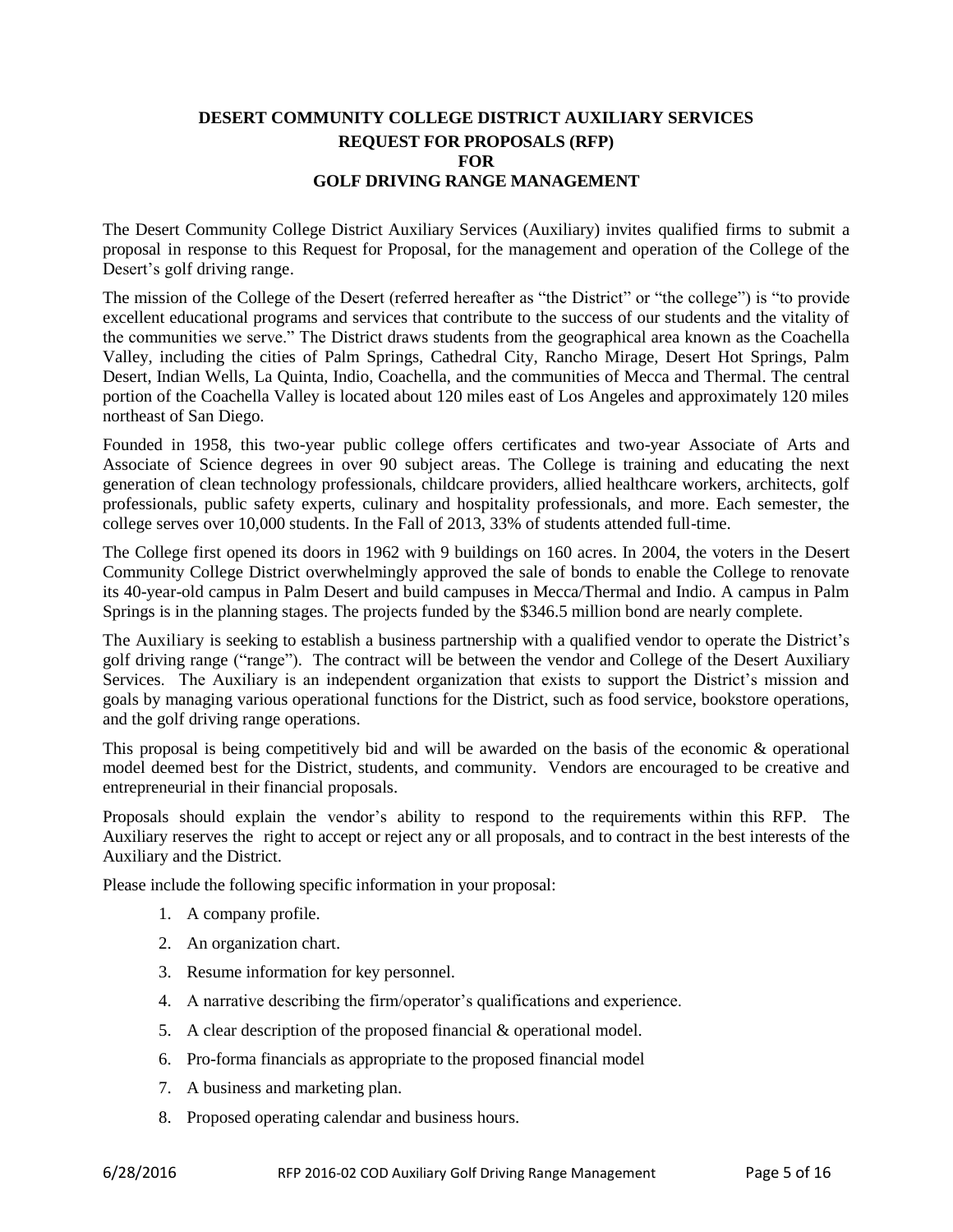# DESERT COMMUNITY COLLEGE DISTRICT AUXILIARY SERVICES
## REQUEST FOR PROPOSALS (RFP)
## FOR
## GOLF DRIVING RANGE MANAGEMENT

The Desert Community College District Auxiliary Services (Auxiliary) invites qualified firms to submit a proposal in response to this Request for Proposal, for the management and operation of the College of the Desert's golf driving range.

The mission of the College of the Desert (referred hereafter as "the District" or "the college") is "to provide excellent educational programs and services that contribute to the success of our students and the vitality of the communities we serve." The District draws students from the geographical area known as the Coachella Valley, including the cities of Palm Springs, Cathedral City, Rancho Mirage, Desert Hot Springs, Palm Desert, Indian Wells, La Quinta, Indio, Coachella, and the communities of Mecca and Thermal. The central portion of the Coachella Valley is located about 120 miles east of Los Angeles and approximately 120 miles northeast of San Diego.

Founded in 1958, this two-year public college offers certificates and two-year Associate of Arts and Associate of Science degrees in over 90 subject areas. The College is training and educating the next generation of clean technology professionals, childcare providers, allied healthcare workers, architects, golf professionals, public safety experts, culinary and hospitality professionals, and more. Each semester, the college serves over 10,000 students. In the Fall of 2013, 33% of students attended full-time.

The College first opened its doors in 1962 with 9 buildings on 160 acres. In 2004, the voters in the Desert Community College District overwhelmingly approved the sale of bonds to enable the College to renovate its 40-year-old campus in Palm Desert and build campuses in Mecca/Thermal and Indio. A campus in Palm Springs is in the planning stages. The projects funded by the $346.5 million bond are nearly complete.

The Auxiliary is seeking to establish a business partnership with a qualified vendor to operate the District's golf driving range ("range"). The contract will be between the vendor and College of the Desert Auxiliary Services. The Auxiliary is an independent organization that exists to support the District's mission and goals by managing various operational functions for the District, such as food service, bookstore operations, and the golf driving range operations.

This proposal is being competitively bid and will be awarded on the basis of the economic & operational model deemed best for the District, students, and community. Vendors are encouraged to be creative and entrepreneurial in their financial proposals.

Proposals should explain the vendor's ability to respond to the requirements within this RFP. The Auxiliary reserves the right to accept or reject any or all proposals, and to contract in the best interests of the Auxiliary and the District.

Please include the following specific information in your proposal:

1. A company profile.
2. An organization chart.
3. Resume information for key personnel.
4. A narrative describing the firm/operator's qualifications and experience.
5. A clear description of the proposed financial & operational model.
6. Pro-forma financials as appropriate to the proposed financial model
7. A business and marketing plan.
8. Proposed operating calendar and business hours.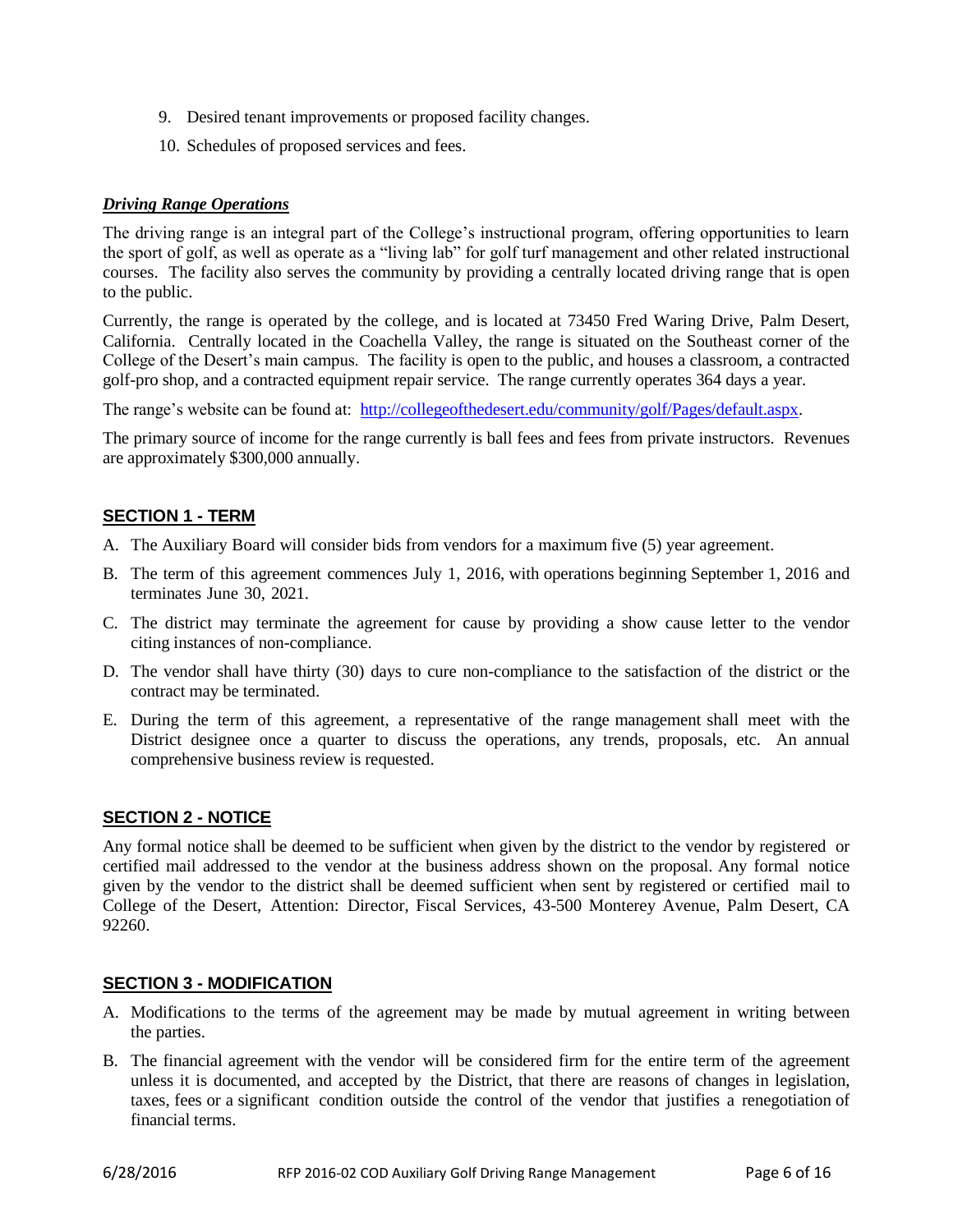9. Desired tenant improvements or proposed facility changes.
10. Schedules of proposed services and fees.

***Driving Range Operations***

The driving range is an integral part of the College's instructional program, offering opportunities to learn the sport of golf, as well as operate as a "living lab" for golf turf management and other related instructional courses. The facility also serves the community by providing a centrally located driving range that is open to the public.

Currently, the range is operated by the college, and is located at 73450 Fred Waring Drive, Palm Desert, California. Centrally located in the Coachella Valley, the range is situated on the Southeast corner of the College of the Desert's main campus. The facility is open to the public, and houses a classroom, a contracted golf-pro shop, and a contracted equipment repair service. The range currently operates 364 days a year.

The range's website can be found at: [http://collegeofthedesert.edu/community/golf/Pages/default.aspx](http://collegeofthedesert.edu/community/golf/Pages/default.aspx).

The primary source of income for the range currently is ball fees and fees from private instructors. Revenues are approximately $300,000 annually.

## SECTION 1 - TERM

A. The Auxiliary Board will consider bids from vendors for a maximum five (5) year agreement.

B. The term of this agreement commences July 1, 2016, with operations beginning September 1, 2016 and terminates June 30, 2021.

C. The district may terminate the agreement for cause by providing a show cause letter to the vendor citing instances of non-compliance.

D. The vendor shall have thirty (30) days to cure non-compliance to the satisfaction of the district or the contract may be terminated.

E. During the term of this agreement, a representative of the range management shall meet with the District designee once a quarter to discuss the operations, any trends, proposals, etc. An annual comprehensive business review is requested.

## SECTION 2 - NOTICE

Any formal notice shall be deemed to be sufficient when given by the district to the vendor by registered or certified mail addressed to the vendor at the business address shown on the proposal. Any formal notice given by the vendor to the district shall be deemed sufficient when sent by registered or certified mail to College of the Desert, Attention: Director, Fiscal Services, 43-500 Monterey Avenue, Palm Desert, CA 92260.

## SECTION 3 - MODIFICATION

A. Modifications to the terms of the agreement may be made by mutual agreement in writing between the parties.

B. The financial agreement with the vendor will be considered firm for the entire term of the agreement unless it is documented, and accepted by the District, that there are reasons of changes in legislation, taxes, fees or a significant condition outside the control of the vendor that justifies a renegotiation of financial terms.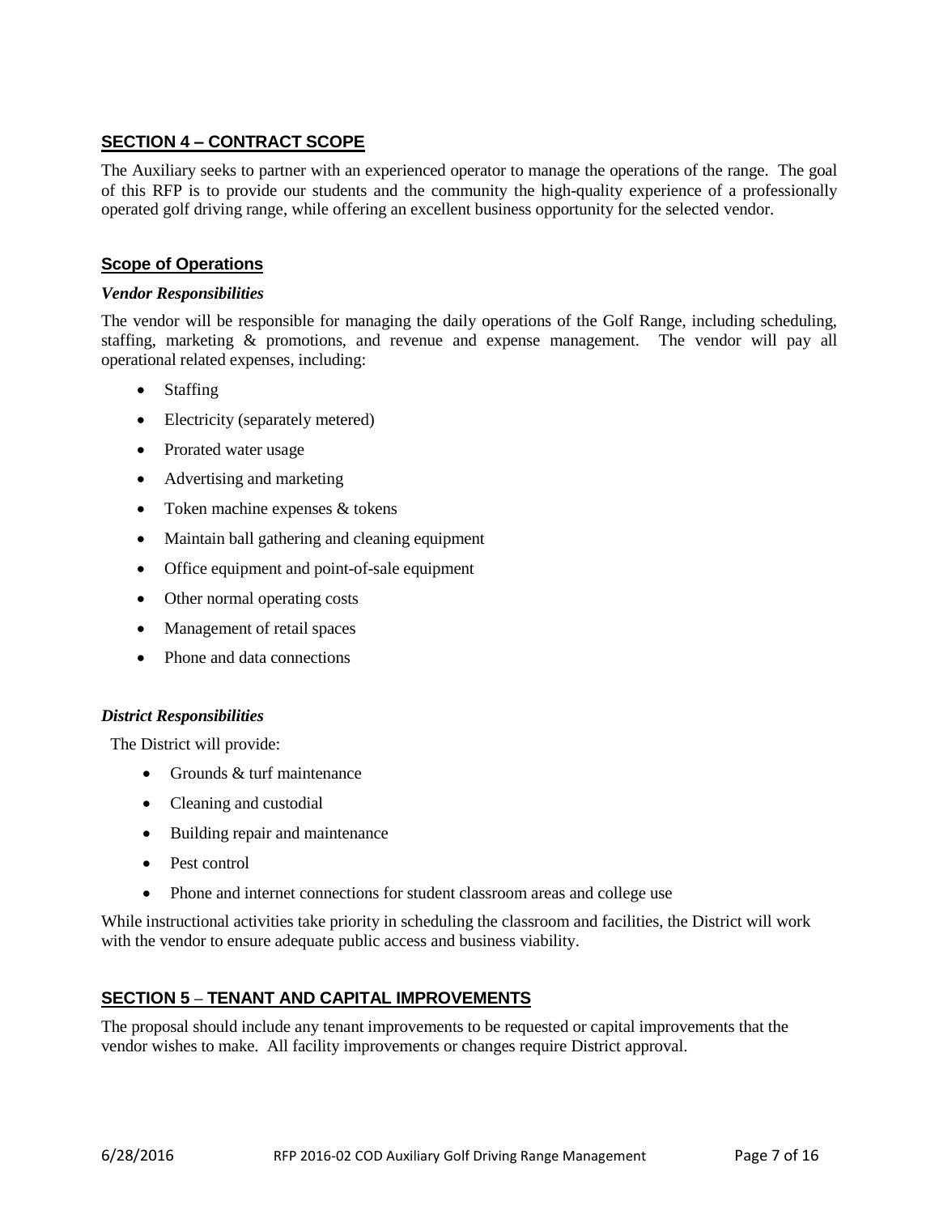## SECTION 4 – CONTRACT SCOPE

The Auxiliary seeks to partner with an experienced operator to manage the operations of the range. The goal of this RFP is to provide our students and the community the high-quality experience of a professionally operated golf driving range, while offering an excellent business opportunity for the selected vendor.

### Scope of Operations

***Vendor Responsibilities***

The vendor will be responsible for managing the daily operations of the Golf Range, including scheduling, staffing, marketing & promotions, and revenue and expense management. The vendor will pay all operational related expenses, including:

- Staffing
- Electricity (separately metered)
- Prorated water usage
- Advertising and marketing
- Token machine expenses & tokens
- Maintain ball gathering and cleaning equipment
- Office equipment and point-of-sale equipment
- Other normal operating costs
- Management of retail spaces
- Phone and data connections

***District Responsibilities***

The District will provide:

- Grounds & turf maintenance
- Cleaning and custodial
- Building repair and maintenance
- Pest control
- Phone and internet connections for student classroom areas and college use

While instructional activities take priority in scheduling the classroom and facilities, the District will work with the vendor to ensure adequate public access and business viability.

## SECTION 5 – TENANT AND CAPITAL IMPROVEMENTS

The proposal should include any tenant improvements to be requested or capital improvements that the vendor wishes to make. All facility improvements or changes require District approval.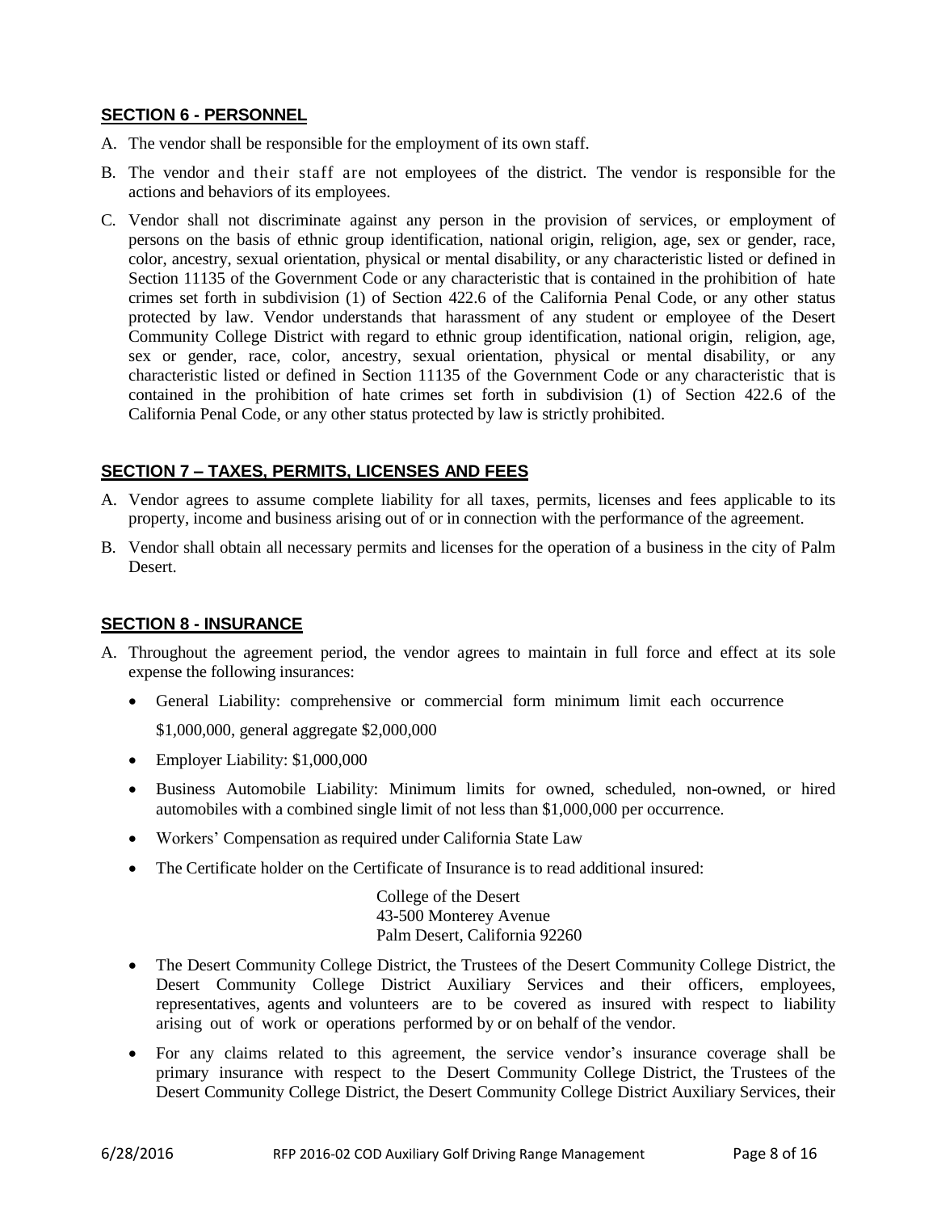## SECTION 6 - PERSONNEL

A. The vendor shall be responsible for the employment of its own staff.

B. The vendor and their staff are not employees of the district. The vendor is responsible for the actions and behaviors of its employees.

C. Vendor shall not discriminate against any person in the provision of services, or employment of persons on the basis of ethnic group identification, national origin, religion, age, sex or gender, race, color, ancestry, sexual orientation, physical or mental disability, or any characteristic listed or defined in Section 11135 of the Government Code or any characteristic that is contained in the prohibition of hate crimes set forth in subdivision (1) of Section 422.6 of the California Penal Code, or any other status protected by law. Vendor understands that harassment of any student or employee of the Desert Community College District with regard to ethnic group identification, national origin, religion, age, sex or gender, race, color, ancestry, sexual orientation, physical or mental disability, or any characteristic listed or defined in Section 11135 of the Government Code or any characteristic that is contained in the prohibition of hate crimes set forth in subdivision (1) of Section 422.6 of the California Penal Code, or any other status protected by law is strictly prohibited.

## SECTION 7 – TAXES, PERMITS, LICENSES AND FEES

A. Vendor agrees to assume complete liability for all taxes, permits, licenses and fees applicable to its property, income and business arising out of or in connection with the performance of the agreement.

B. Vendor shall obtain all necessary permits and licenses for the operation of a business in the city of Palm Desert.

## SECTION 8 - INSURANCE

A. Throughout the agreement period, the vendor agrees to maintain in full force and effect at its sole expense the following insurances:

- General Liability: comprehensive or commercial form minimum limit each occurrence $1,000,000, general aggregate $2,000,000
- Employer Liability: $1,000,000
- Business Automobile Liability: Minimum limits for owned, scheduled, non-owned, or hired automobiles with a combined single limit of not less than $1,000,000 per occurrence.
- Workers' Compensation as required under California State Law
- The Certificate holder on the Certificate of Insurance is to read additional insured:

  College of the Desert
  43-500 Monterey Avenue
  Palm Desert, California 92260

- The Desert Community College District, the Trustees of the Desert Community College District, the Desert Community College District Auxiliary Services and their officers, employees, representatives, agents and volunteers are to be covered as insured with respect to liability arising out of work or operations performed by or on behalf of the vendor.
- For any claims related to this agreement, the service vendor's insurance coverage shall be primary insurance with respect to the Desert Community College District, the Trustees of the Desert Community College District, the Desert Community College District Auxiliary Services, their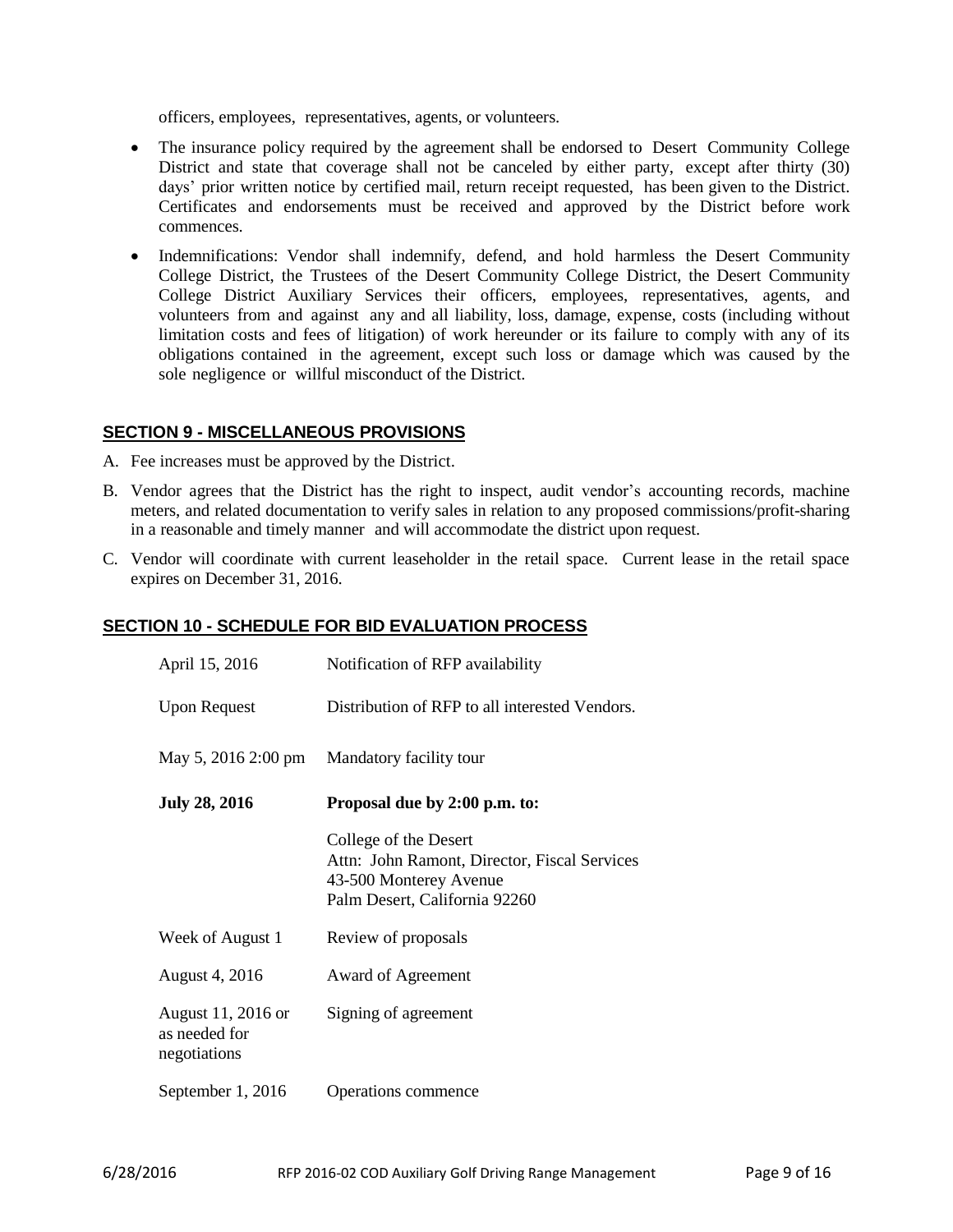officers, employees, representatives, agents, or volunteers.

- The insurance policy required by the agreement shall be endorsed to Desert Community College District and state that coverage shall not be canceled by either party, except after thirty (30) days' prior written notice by certified mail, return receipt requested, has been given to the District. Certificates and endorsements must be received and approved by the District before work commences.
- Indemnifications: Vendor shall indemnify, defend, and hold harmless the Desert Community College District, the Trustees of the Desert Community College District, the Desert Community College District Auxiliary Services their officers, employees, representatives, agents, and volunteers from and against any and all liability, loss, damage, expense, costs (including without limitation costs and fees of litigation) of work hereunder or its failure to comply with any of its obligations contained in the agreement, except such loss or damage which was caused by the sole negligence or willful misconduct of the District.

## SECTION 9 - MISCELLANEOUS PROVISIONS

A. Fee increases must be approved by the District.

B. Vendor agrees that the District has the right to inspect, audit vendor's accounting records, machine meters, and related documentation to verify sales in relation to any proposed commissions/profit-sharing in a reasonable and timely manner and will accommodate the district upon request.

C. Vendor will coordinate with current leaseholder in the retail space. Current lease in the retail space expires on December 31, 2016.

## SECTION 10 - SCHEDULE FOR BID EVALUATION PROCESS

| | |
|---|---|
| April 15, 2016 | Notification of RFP availability |
| Upon Request | Distribution of RFP to all interested Vendors. |
| May 5, 2016 2:00 pm | Mandatory facility tour |
| **July 28, 2016** | **Proposal due by 2:00 p.m. to:** College of the Desert, Attn: John Ramont, Director, Fiscal Services, 43-500 Monterey Avenue, Palm Desert, California 92260 |
| Week of August 1 | Review of proposals |
| August 4, 2016 | Award of Agreement |
| August 11, 2016 or as needed for negotiations | Signing of agreement |
| September 1, 2016 | Operations commence |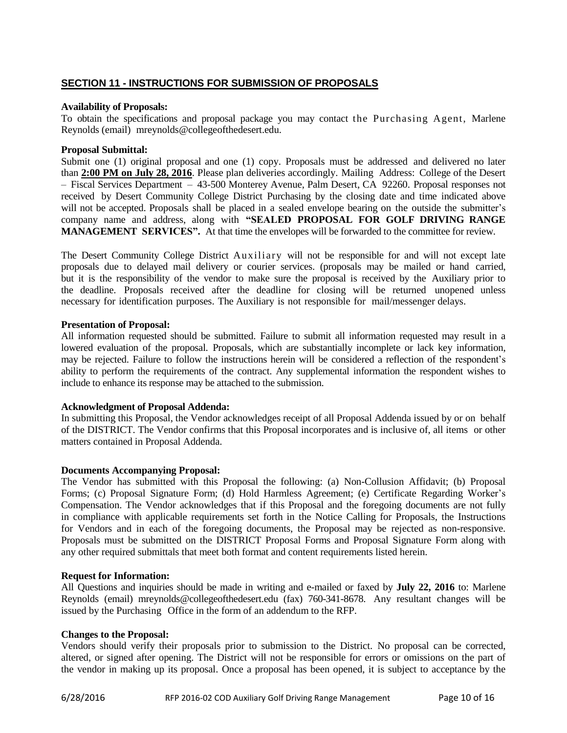## SECTION 11 - INSTRUCTIONS FOR SUBMISSION OF PROPOSALS

**Availability of Proposals:**
To obtain the specifications and proposal package you may contact the Purchasing Agent, Marlene Reynolds (email) mreynolds@collegeofthedesert.edu.

**Proposal Submittal:**
Submit one (1) original proposal and one (1) copy. Proposals must be addressed and delivered no later than **2:00 PM on July 28, 2016**. Please plan deliveries accordingly. Mailing Address: College of the Desert – Fiscal Services Department – 43-500 Monterey Avenue, Palm Desert, CA 92260. Proposal responses not received by Desert Community College District Purchasing by the closing date and time indicated above will not be accepted. Proposals shall be placed in a sealed envelope bearing on the outside the submitter's company name and address, along with **"SEALED PROPOSAL FOR GOLF DRIVING RANGE MANAGEMENT SERVICES".** At that time the envelopes will be forwarded to the committee for review.

The Desert Community College District Auxiliary will not be responsible for and will not except late proposals due to delayed mail delivery or courier services. (proposals may be mailed or hand carried, but it is the responsibility of the vendor to make sure the proposal is received by the Auxiliary prior to the deadline. Proposals received after the deadline for closing will be returned unopened unless necessary for identification purposes. The Auxiliary is not responsible for mail/messenger delays.

**Presentation of Proposal:**
All information requested should be submitted. Failure to submit all information requested may result in a lowered evaluation of the proposal. Proposals, which are substantially incomplete or lack key information, may be rejected. Failure to follow the instructions herein will be considered a reflection of the respondent's ability to perform the requirements of the contract. Any supplemental information the respondent wishes to include to enhance its response may be attached to the submission.

**Acknowledgment of Proposal Addenda:**
In submitting this Proposal, the Vendor acknowledges receipt of all Proposal Addenda issued by or on behalf of the DISTRICT. The Vendor confirms that this Proposal incorporates and is inclusive of, all items or other matters contained in Proposal Addenda.

**Documents Accompanying Proposal:**
The Vendor has submitted with this Proposal the following: (a) Non-Collusion Affidavit; (b) Proposal Forms; (c) Proposal Signature Form; (d) Hold Harmless Agreement; (e) Certificate Regarding Worker's Compensation. The Vendor acknowledges that if this Proposal and the foregoing documents are not fully in compliance with applicable requirements set forth in the Notice Calling for Proposals, the Instructions for Vendors and in each of the foregoing documents, the Proposal may be rejected as non-responsive. Proposals must be submitted on the DISTRICT Proposal Forms and Proposal Signature Form along with any other required submittals that meet both format and content requirements listed herein.

**Request for Information:**
All Questions and inquiries should be made in writing and e-mailed or faxed by **July 22, 2016** to: Marlene Reynolds (email) mreynolds@collegeofthedesert.edu (fax) 760-341-8678. Any resultant changes will be issued by the Purchasing Office in the form of an addendum to the RFP.

**Changes to the Proposal:**
Vendors should verify their proposals prior to submission to the District. No proposal can be corrected, altered, or signed after opening. The District will not be responsible for errors or omissions on the part of the vendor in making up its proposal. Once a proposal has been opened, it is subject to acceptance by the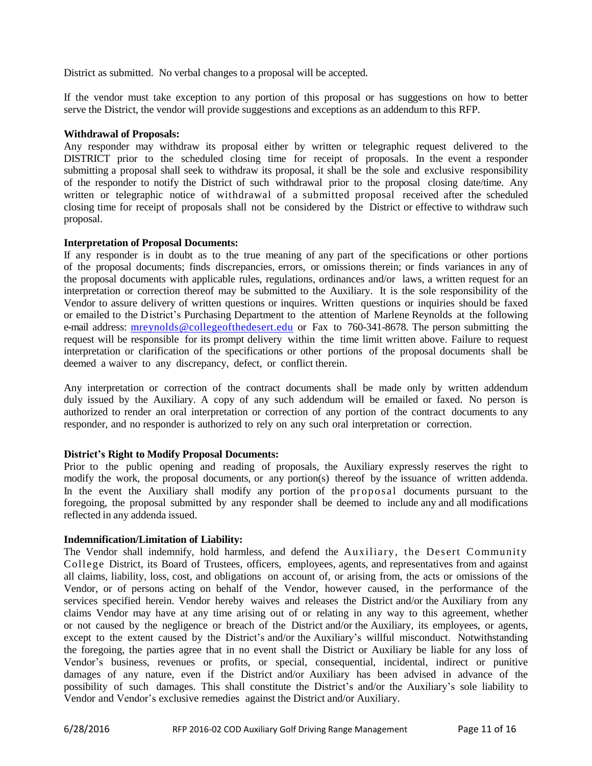District as submitted. No verbal changes to a proposal will be accepted.

If the vendor must take exception to any portion of this proposal or has suggestions on how to better serve the District, the vendor will provide suggestions and exceptions as an addendum to this RFP.

**Withdrawal of Proposals:**
Any responder may withdraw its proposal either by written or telegraphic request delivered to the DISTRICT prior to the scheduled closing time for receipt of proposals. In the event a responder submitting a proposal shall seek to withdraw its proposal, it shall be the sole and exclusive responsibility of the responder to notify the District of such withdrawal prior to the proposal closing date/time. Any written or telegraphic notice of withdrawal of a submitted proposal received after the scheduled closing time for receipt of proposals shall not be considered by the District or effective to withdraw such proposal.

**Interpretation of Proposal Documents:**
If any responder is in doubt as to the true meaning of any part of the specifications or other portions of the proposal documents; finds discrepancies, errors, or omissions therein; or finds variances in any of the proposal documents with applicable rules, regulations, ordinances and/or laws, a written request for an interpretation or correction thereof may be submitted to the Auxiliary. It is the sole responsibility of the Vendor to assure delivery of written questions or inquires. Written questions or inquiries should be faxed or emailed to the District's Purchasing Department to the attention of Marlene Reynolds at the following e-mail address: mreynolds@collegeofthedesert.edu or Fax to 760-341-8678. The person submitting the request will be responsible for its prompt delivery within the time limit written above. Failure to request interpretation or clarification of the specifications or other portions of the proposal documents shall be deemed a waiver to any discrepancy, defect, or conflict therein.

Any interpretation or correction of the contract documents shall be made only by written addendum duly issued by the Auxiliary. A copy of any such addendum will be emailed or faxed. No person is authorized to render an oral interpretation or correction of any portion of the contract documents to any responder, and no responder is authorized to rely on any such oral interpretation or correction.

**District's Right to Modify Proposal Documents:**
Prior to the public opening and reading of proposals, the Auxiliary expressly reserves the right to modify the work, the proposal documents, or any portion(s) thereof by the issuance of written addenda. In the event the Auxiliary shall modify any portion of the proposal documents pursuant to the foregoing, the proposal submitted by any responder shall be deemed to include any and all modifications reflected in any addenda issued.

**Indemnification/Limitation of Liability:**
The Vendor shall indemnify, hold harmless, and defend the Auxiliary, the Desert Community College District, its Board of Trustees, officers, employees, agents, and representatives from and against all claims, liability, loss, cost, and obligations on account of, or arising from, the acts or omissions of the Vendor, or of persons acting on behalf of the Vendor, however caused, in the performance of the services specified herein. Vendor hereby waives and releases the District and/or the Auxiliary from any claims Vendor may have at any time arising out of or relating in any way to this agreement, whether or not caused by the negligence or breach of the District and/or the Auxiliary, its employees, or agents, except to the extent caused by the District's and/or the Auxiliary's willful misconduct. Notwithstanding the foregoing, the parties agree that in no event shall the District or Auxiliary be liable for any loss of Vendor's business, revenues or profits, or special, consequential, incidental, indirect or punitive damages of any nature, even if the District and/or Auxiliary has been advised in advance of the possibility of such damages. This shall constitute the District's and/or the Auxiliary's sole liability to Vendor and Vendor's exclusive remedies against the District and/or Auxiliary.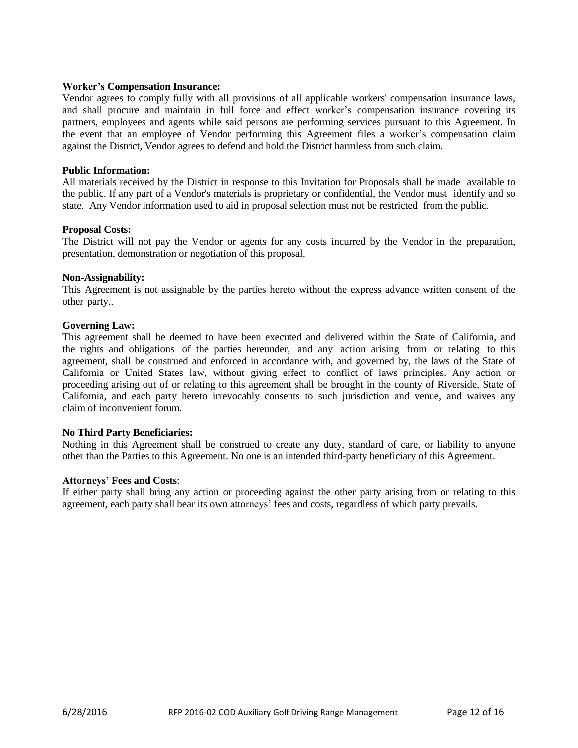**Worker's Compensation Insurance:**
Vendor agrees to comply fully with all provisions of all applicable workers' compensation insurance laws, and shall procure and maintain in full force and effect worker's compensation insurance covering its partners, employees and agents while said persons are performing services pursuant to this Agreement. In the event that an employee of Vendor performing this Agreement files a worker's compensation claim against the District, Vendor agrees to defend and hold the District harmless from such claim.

**Public Information:**
All materials received by the District in response to this Invitation for Proposals shall be made available to the public. If any part of a Vendor's materials is proprietary or confidential, the Vendor must identify and so state. Any Vendor information used to aid in proposal selection must not be restricted from the public.

**Proposal Costs:**
The District will not pay the Vendor or agents for any costs incurred by the Vendor in the preparation, presentation, demonstration or negotiation of this proposal.

**Non-Assignability:**
This Agreement is not assignable by the parties hereto without the express advance written consent of the other party..

**Governing Law:**
This agreement shall be deemed to have been executed and delivered within the State of California, and the rights and obligations of the parties hereunder, and any action arising from or relating to this agreement, shall be construed and enforced in accordance with, and governed by, the laws of the State of California or United States law, without giving effect to conflict of laws principles. Any action or proceeding arising out of or relating to this agreement shall be brought in the county of Riverside, State of California, and each party hereto irrevocably consents to such jurisdiction and venue, and waives any claim of inconvenient forum.

**No Third Party Beneficiaries:**
Nothing in this Agreement shall be construed to create any duty, standard of care, or liability to anyone other than the Parties to this Agreement. No one is an intended third-party beneficiary of this Agreement.

**Attorneys' Fees and Costs**:
If either party shall bring any action or proceeding against the other party arising from or relating to this agreement, each party shall bear its own attorneys' fees and costs, regardless of which party prevails.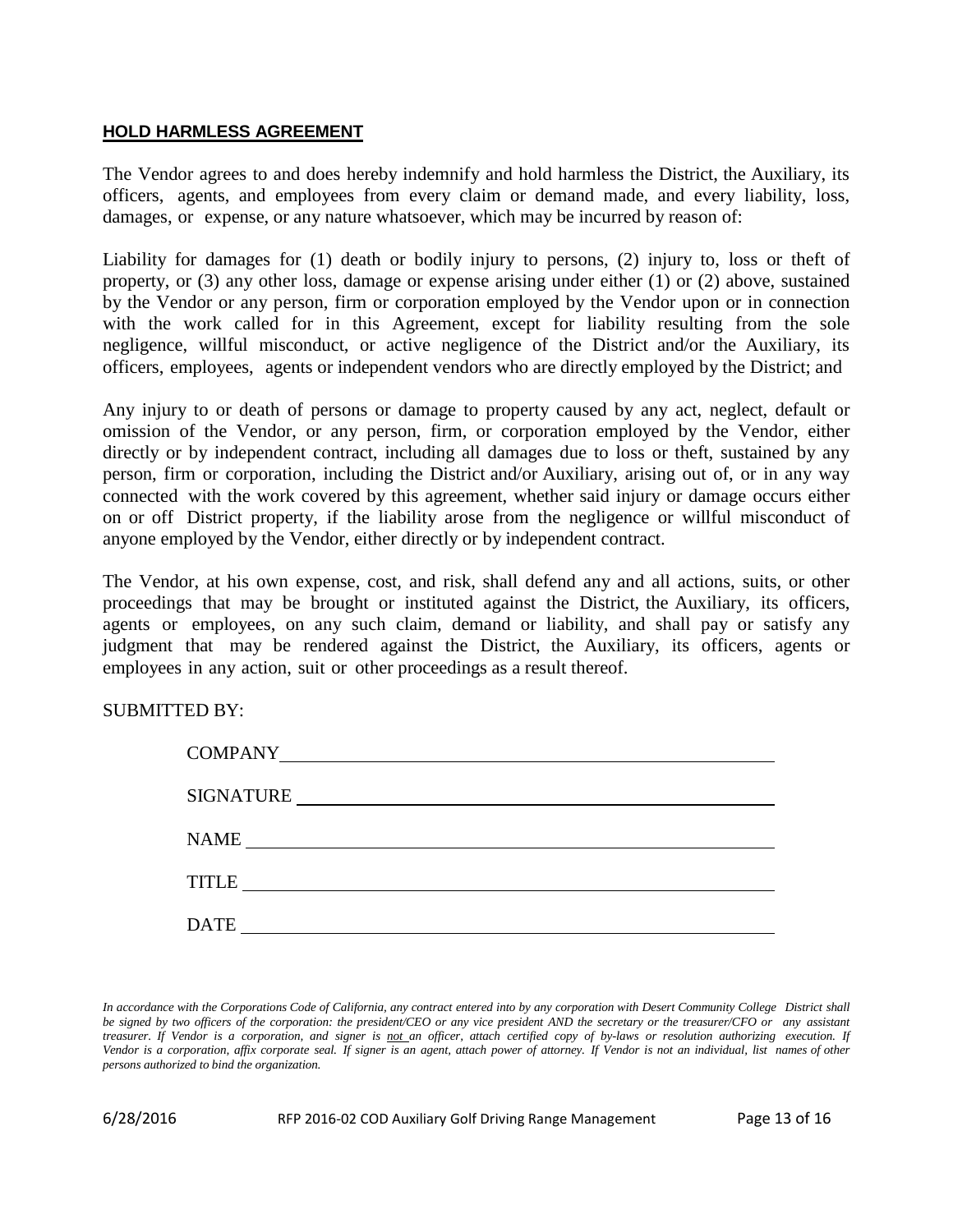**HOLD HARMLESS AGREEMENT**

The Vendor agrees to and does hereby indemnify and hold harmless the District, the Auxiliary, its officers, agents, and employees from every claim or demand made, and every liability, loss, damages, or expense, or any nature whatsoever, which may be incurred by reason of:

Liability for damages for (1) death or bodily injury to persons, (2) injury to, loss or theft of property, or (3) any other loss, damage or expense arising under either (1) or (2) above, sustained by the Vendor or any person, firm or corporation employed by the Vendor upon or in connection with the work called for in this Agreement, except for liability resulting from the sole negligence, willful misconduct, or active negligence of the District and/or the Auxiliary, its officers, employees, agents or independent vendors who are directly employed by the District; and

Any injury to or death of persons or damage to property caused by any act, neglect, default or omission of the Vendor, or any person, firm, or corporation employed by the Vendor, either directly or by independent contract, including all damages due to loss or theft, sustained by any person, firm or corporation, including the District and/or Auxiliary, arising out of, or in any way connected with the work covered by this agreement, whether said injury or damage occurs either on or off District property, if the liability arose from the negligence or willful misconduct of anyone employed by the Vendor, either directly or by independent contract.

The Vendor, at his own expense, cost, and risk, shall defend any and all actions, suits, or other proceedings that may be brought or instituted against the District, the Auxiliary, its officers, agents or employees, on any such claim, demand or liability, and shall pay or satisfy any judgment that may be rendered against the District, the Auxiliary, its officers, agents or employees in any action, suit or other proceedings as a result thereof.

SUBMITTED BY:

COMPANY ____________________________________________

SIGNATURE __________________________________________

NAME _______________________________________________

TITLE ________________________________________________

DATE ________________________________________________

*In accordance with the Corporations Code of California, any contract entered into by any corporation with Desert Community College District shall be signed by two officers of the corporation: the president/CEO or any vice president AND the secretary or the treasurer/CFO or any assistant treasurer. If Vendor is a corporation, and signer is not an officer, attach certified copy of by-laws or resolution authorizing execution. If Vendor is a corporation, affix corporate seal. If signer is an agent, attach power of attorney. If Vendor is not an individual, list names of other persons authorized to bind the organization.*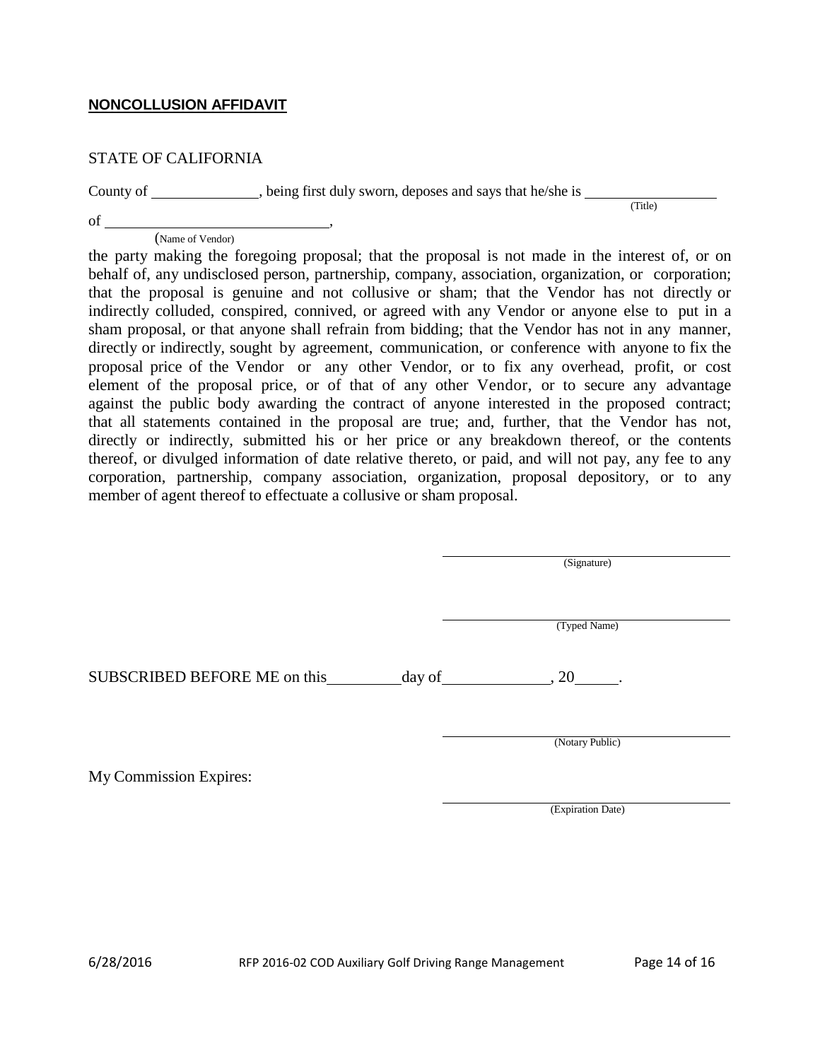**NONCOLLUSION AFFIDAVIT**

STATE OF CALIFORNIA

County of \_\_\_\_\_\_\_\_\_\_\_\_\_\_, being first duly sworn, deposes and says that he/she is \_\_\_\_\_\_\_\_\_\_\_\_\_\_\_\_\_\_ (Title)

of \_\_\_\_\_\_\_\_\_\_\_\_\_\_\_\_\_\_\_\_\_\_\_\_\_\_\_\_\_\_,
(Name of Vendor)

the party making the foregoing proposal; that the proposal is not made in the interest of, or on behalf of, any undisclosed person, partnership, company, association, organization, or corporation; that the proposal is genuine and not collusive or sham; that the Vendor has not directly or indirectly colluded, conspired, connived, or agreed with any Vendor or anyone else to put in a sham proposal, or that anyone shall refrain from bidding; that the Vendor has not in any manner, directly or indirectly, sought by agreement, communication, or conference with anyone to fix the proposal price of the Vendor or any other Vendor, or to fix any overhead, profit, or cost element of the proposal price, or of that of any other Vendor, or to secure any advantage against the public body awarding the contract of anyone interested in the proposed contract; that all statements contained in the proposal are true; and, further, that the Vendor has not, directly or indirectly, submitted his or her price or any breakdown thereof, or the contents thereof, or divulged information of date relative thereto, or paid, and will not pay, any fee to any corporation, partnership, company association, organization, proposal depository, or to any member of agent thereof to effectuate a collusive or sham proposal.

\_\_\_\_\_\_\_\_\_\_\_\_\_\_\_\_\_\_\_\_\_\_\_\_\_\_\_\_\_\_\_\_\_\_\_\_\_\_\_\_
(Signature)

\_\_\_\_\_\_\_\_\_\_\_\_\_\_\_\_\_\_\_\_\_\_\_\_\_\_\_\_\_\_\_\_\_\_\_\_\_\_\_\_
(Typed Name)

SUBSCRIBED BEFORE ME on this\_\_\_\_\_\_\_\_\_day of\_\_\_\_\_\_\_\_\_\_\_\_\_\_, 20\_\_\_\_\_.

\_\_\_\_\_\_\_\_\_\_\_\_\_\_\_\_\_\_\_\_\_\_\_\_\_\_\_\_\_\_\_\_\_\_\_\_\_\_\_\_
(Notary Public)

My Commission Expires:

\_\_\_\_\_\_\_\_\_\_\_\_\_\_\_\_\_\_\_\_\_\_\_\_\_\_\_\_\_\_\_\_\_\_\_\_\_\_\_\_
(Expiration Date)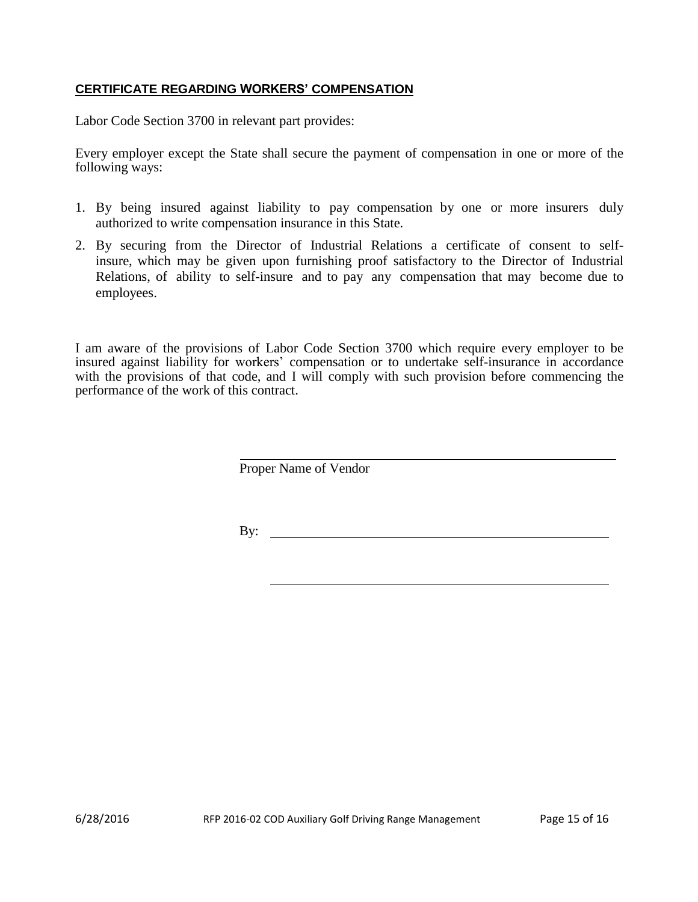**CERTIFICATE REGARDING WORKERS' COMPENSATION**

Labor Code Section 3700 in relevant part provides:

Every employer except the State shall secure the payment of compensation in one or more of the following ways:

1. By being insured against liability to pay compensation by one or more insurers duly authorized to write compensation insurance in this State.
2. By securing from the Director of Industrial Relations a certificate of consent to self-insure, which may be given upon furnishing proof satisfactory to the Director of Industrial Relations, of ability to self-insure and to pay any compensation that may become due to employees.

I am aware of the provisions of Labor Code Section 3700 which require every employer to be insured against liability for workers' compensation or to undertake self-insurance in accordance with the provisions of that code, and I will comply with such provision before commencing the performance of the work of this contract.

_______________________________________________
Proper Name of Vendor

By: ____________________________________________

____________________________________________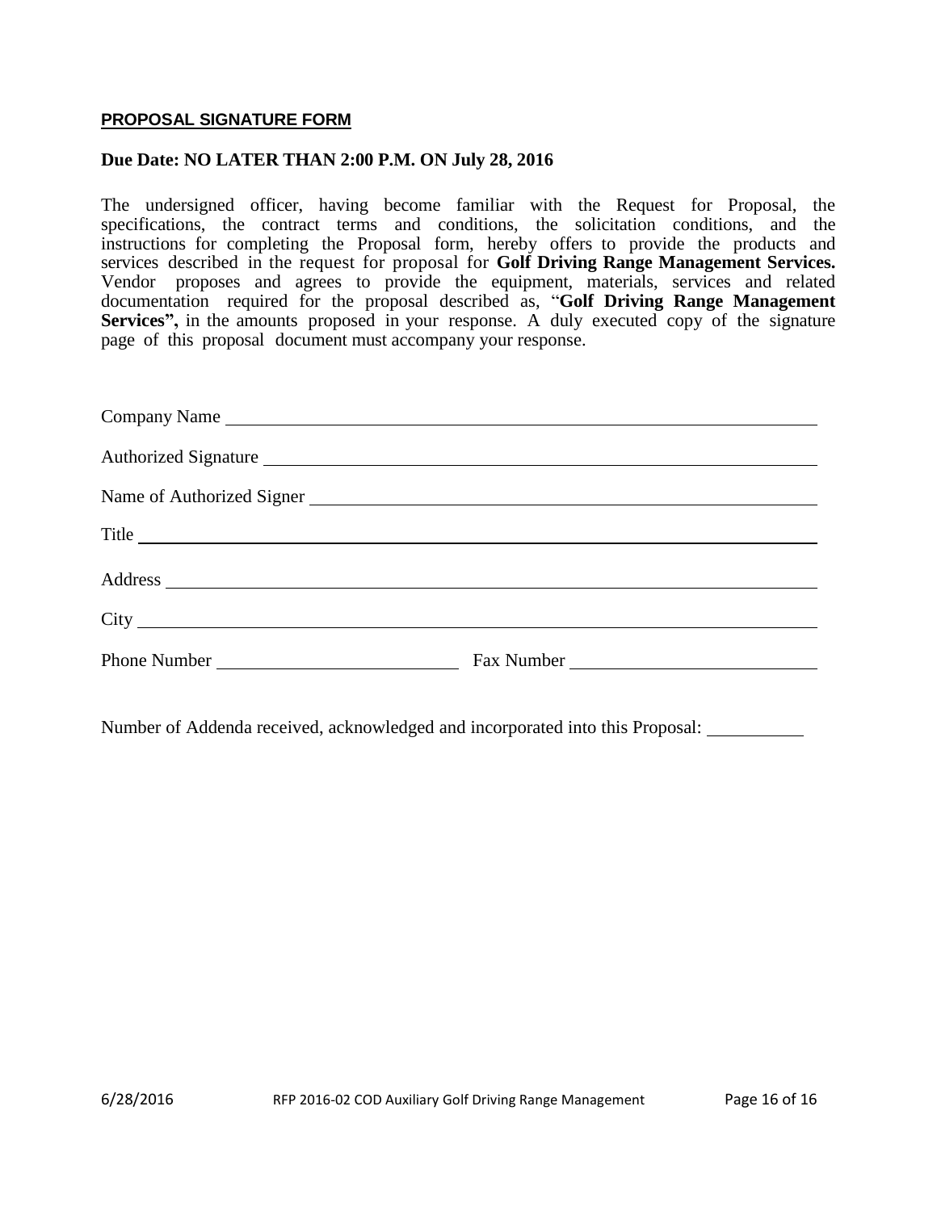**PROPOSAL SIGNATURE FORM**

**Due Date: NO LATER THAN 2:00 P.M. ON July 28, 2016**

The undersigned officer, having become familiar with the Request for Proposal, the specifications, the contract terms and conditions, the solicitation conditions, and the instructions for completing the Proposal form, hereby offers to provide the products and services described in the request for proposal for **Golf Driving Range Management Services.** Vendor proposes and agrees to provide the equipment, materials, services and related documentation required for the proposal described as, "**Golf Driving Range Management Services",** in the amounts proposed in your response. A duly executed copy of the signature page of this proposal document must accompany your response.

Company Name ____________________________________________

Authorized Signature ________________________________________

Name of Authorized Signer ____________________________________

Title ____________________________________________________

Address _________________________________________________

City ____________________________________________________

Phone Number ______________________ Fax Number ______________________

Number of Addenda received, acknowledged and incorporated into this Proposal: __________